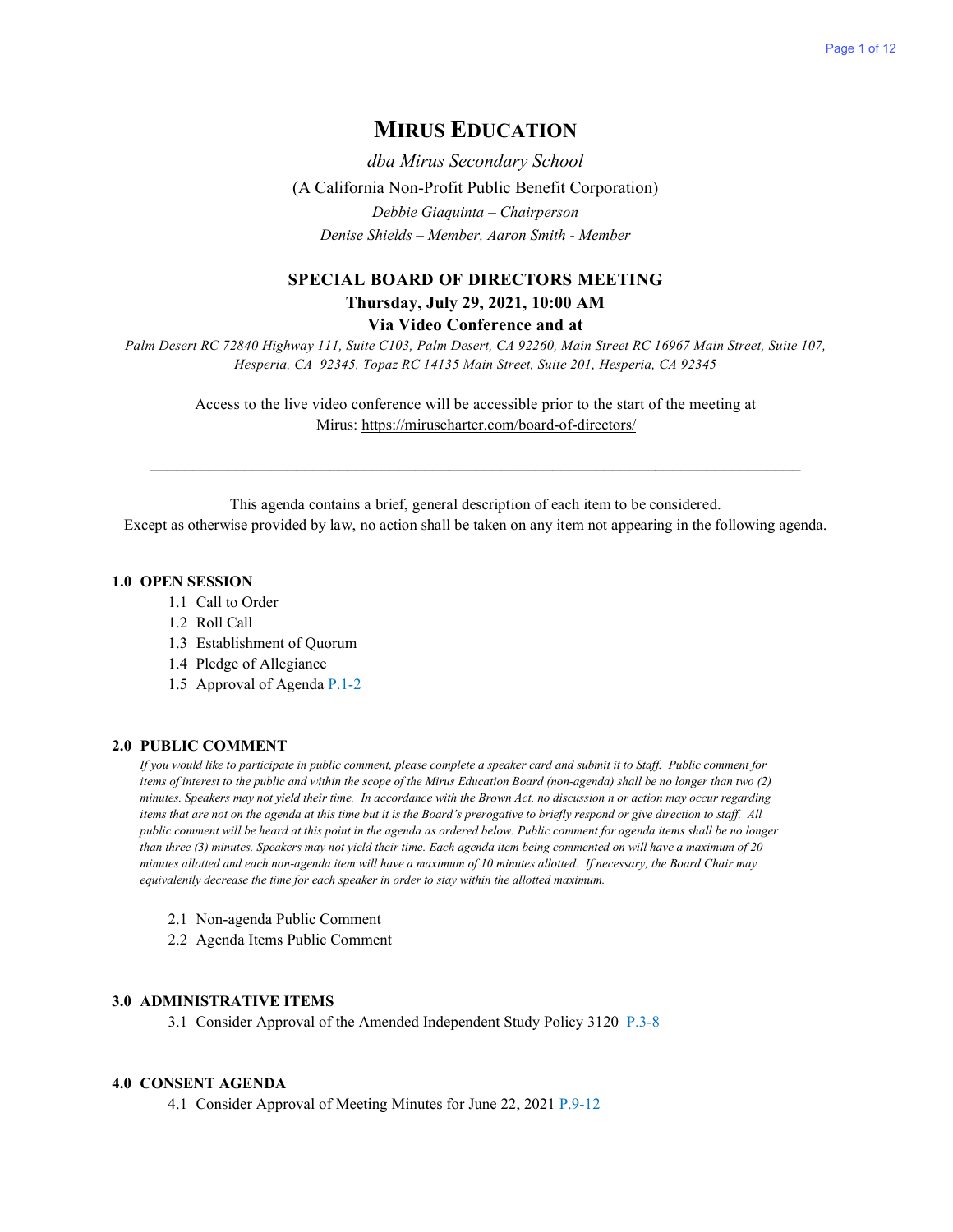# MIRUS EDUCATION

*dba Mirus Secondary School*

(A California Non-Profit Public Benefit Corporation)

*Debbie Giaquinta – Chairperson*

*Denise Shields – Member, Aaron Smith - Member*

## SPECIAL BOARD OF DIRECTORS MEETING

**Thursday, July 29, 2021, 10:00 AM**

**Via Video Conference and at**

*Palm Desert RC 72840 Highway 111, Suite C103, Palm Desert, CA 92260, Main Street RC 16967 Main Street, Suite 107, Hesperia, CA 92345, Topaz RC 14135 Main Street, Suite 201, Hesperia, CA 92345*

Access to the live video conference will be accessible prior to the start of the meeting at Mirus: https://miruscharter.com/board-of-directors/

---

This agenda contains a brief, general description of each item to be considered.
Except as otherwise provided by law, no action shall be taken on any item not appearing in the following agenda.

### 1.0 OPEN SESSION

1.1 Call to Order
1.2 Roll Call
1.3 Establishment of Quorum
1.4 Pledge of Allegiance
1.5 Approval of Agenda P.1-2

### 2.0 PUBLIC COMMENT

*If you would like to participate in public comment, please complete a speaker card and submit it to Staff. Public comment for items of interest to the public and within the scope of the Mirus Education Board (non-agenda) shall be no longer than two (2) minutes. Speakers may not yield their time. In accordance with the Brown Act, no discussion n or action may occur regarding items that are not on the agenda at this time but it is the Board's prerogative to briefly respond or give direction to staff. All public comment will be heard at this point in the agenda as ordered below. Public comment for agenda items shall be no longer than three (3) minutes. Speakers may not yield their time. Each agenda item being commented on will have a maximum of 20 minutes allotted and each non-agenda item will have a maximum of 10 minutes allotted. If necessary, the Board Chair may equivalently decrease the time for each speaker in order to stay within the allotted maximum.*

2.1 Non-agenda Public Comment
2.2 Agenda Items Public Comment

### 3.0 ADMINISTRATIVE ITEMS

3.1 Consider Approval of the Amended Independent Study Policy 3120 P.3-8

### 4.0 CONSENT AGENDA

4.1 Consider Approval of Meeting Minutes for June 22, 2021 P.9-12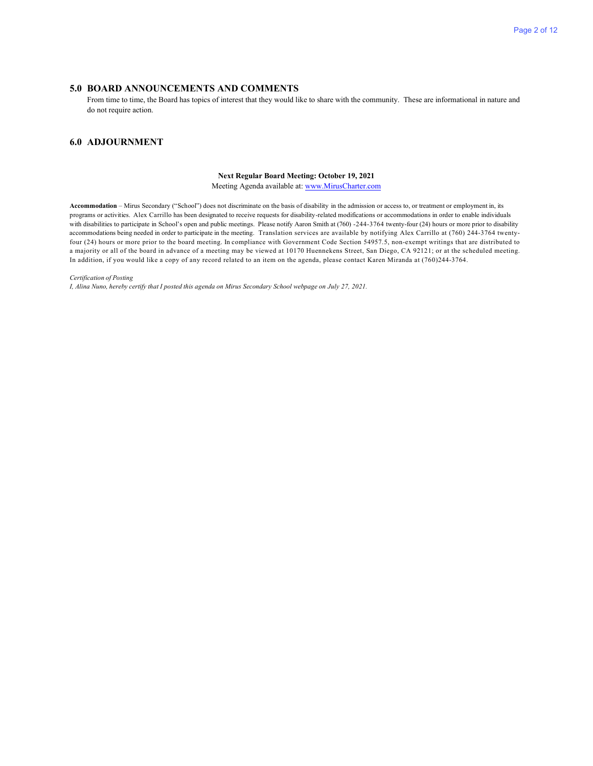## 5.0 BOARD ANNOUNCEMENTS AND COMMENTS

From time to time, the Board has topics of interest that they would like to share with the community. These are informational in nature and do not require action.

## 6.0 ADJOURNMENT

**Next Regular Board Meeting: October 19, 2021**

Meeting Agenda available at: [www.MirusCharter.com](www.MirusCharter.com)

**Accommodation** – Mirus Secondary ("School") does not discriminate on the basis of disability in the admission or access to, or treatment or employment in, its programs or activities. Alex Carrillo has been designated to receive requests for disability-related modifications or accommodations in order to enable individuals with disabilities to participate in School's open and public meetings. Please notify Aaron Smith at (760) -244-3764 twenty-four (24) hours or more prior to disability accommodations being needed in order to participate in the meeting. Translation services are available by notifying Alex Carrillo at (760) 244-3764 twenty-four (24) hours or more prior to the board meeting. In compliance with Government Code Section 54957.5, non-exempt writings that are distributed to a majority or all of the board in advance of a meeting may be viewed at 10170 Huennekens Street, San Diego, CA 92121; or at the scheduled meeting. In addition, if you would like a copy of any record related to an item on the agenda, please contact Karen Miranda at (760)244-3764.

*Certification of Posting*

*I, Alina Nuno, hereby certify that I posted this agenda on Mirus Secondary School webpage on July 27, 2021.*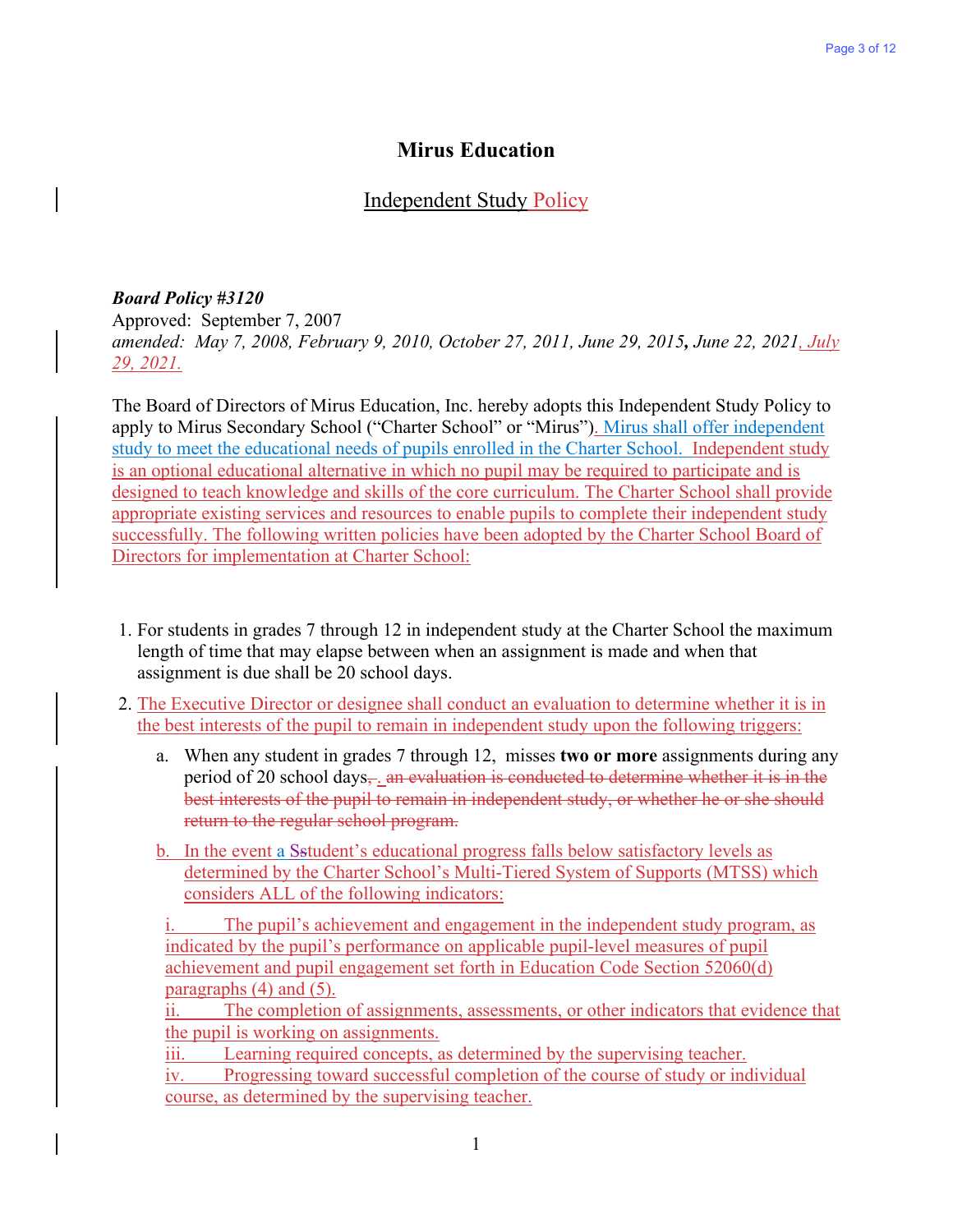# Mirus Education

## Independent Study Policy

***Board Policy #3120***
Approved: September 7, 2007
*amended: May 7, 2008, February 9, 2010, October 27, 2011, June 29, 2015, June 22, 2021, July 29, 2021.*

The Board of Directors of Mirus Education, Inc. hereby adopts this Independent Study Policy to apply to Mirus Secondary School ("Charter School" or "Mirus"). Mirus shall offer independent study to meet the educational needs of pupils enrolled in the Charter School. Independent study is an optional educational alternative in which no pupil may be required to participate and is designed to teach knowledge and skills of the core curriculum. The Charter School shall provide appropriate existing services and resources to enable pupils to complete their independent study successfully. The following written policies have been adopted by the Charter School Board of Directors for implementation at Charter School:

1. For students in grades 7 through 12 in independent study at the Charter School the maximum length of time that may elapse between when an assignment is made and when that assignment is due shall be 20 school days.

2. The Executive Director or designee shall conduct an evaluation to determine whether it is in the best interests of the pupil to remain in independent study upon the following triggers:

   a. When any student in grades 7 through 12, misses **two or more** assignments during any period of 20 school days, ~~. an evaluation is conducted to determine whether it is in the best interests of the pupil to remain in independent study, or whether he or she should return to the regular school program.~~

   b. In the event a ~~S~~student's educational progress falls below satisfactory levels as determined by the Charter School's Multi-Tiered System of Supports (MTSS) which considers ALL of the following indicators:

      i. The pupil's achievement and engagement in the independent study program, as indicated by the pupil's performance on applicable pupil-level measures of pupil achievement and pupil engagement set forth in Education Code Section 52060(d) paragraphs (4) and (5).

      ii. The completion of assignments, assessments, or other indicators that evidence that the pupil is working on assignments.

      iii. Learning required concepts, as determined by the supervising teacher.

      iv. Progressing toward successful completion of the course of study or individual course, as determined by the supervising teacher.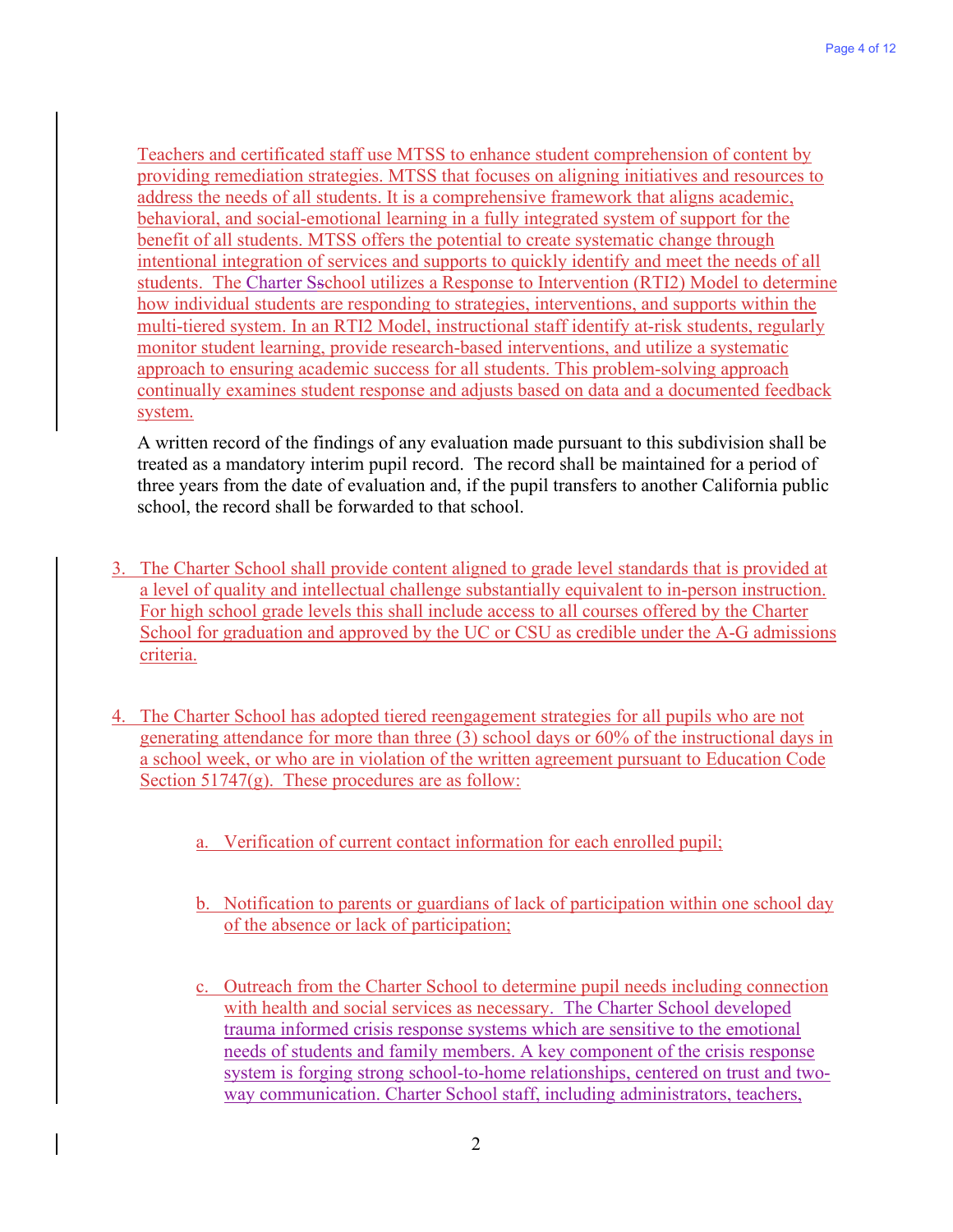Teachers and certificated staff use MTSS to enhance student comprehension of content by providing remediation strategies. MTSS that focuses on aligning initiatives and resources to address the needs of all students. It is a comprehensive framework that aligns academic, behavioral, and social-emotional learning in a fully integrated system of support for the benefit of all students. MTSS offers the potential to create systematic change through intentional integration of services and supports to quickly identify and meet the needs of all students. The Charter School utilizes a Response to Intervention (RTI2) Model to determine how individual students are responding to strategies, interventions, and supports within the multi-tiered system. In an RTI2 Model, instructional staff identify at-risk students, regularly monitor student learning, provide research-based interventions, and utilize a systematic approach to ensuring academic success for all students. This problem-solving approach continually examines student response and adjusts based on data and a documented feedback system.

A written record of the findings of any evaluation made pursuant to this subdivision shall be treated as a mandatory interim pupil record. The record shall be maintained for a period of three years from the date of evaluation and, if the pupil transfers to another California public school, the record shall be forwarded to that school.

3. The Charter School shall provide content aligned to grade level standards that is provided at a level of quality and intellectual challenge substantially equivalent to in-person instruction. For high school grade levels this shall include access to all courses offered by the Charter School for graduation and approved by the UC or CSU as credible under the A-G admissions criteria.

4. The Charter School has adopted tiered reengagement strategies for all pupils who are not generating attendance for more than three (3) school days or 60% of the instructional days in a school week, or who are in violation of the written agreement pursuant to Education Code Section 51747(g). These procedures are as follow:

   a. Verification of current contact information for each enrolled pupil;

   b. Notification to parents or guardians of lack of participation within one school day of the absence or lack of participation;

   c. Outreach from the Charter School to determine pupil needs including connection with health and social services as necessary. The Charter School developed trauma informed crisis response systems which are sensitive to the emotional needs of students and family members. A key component of the crisis response system is forging strong school-to-home relationships, centered on trust and two-way communication. Charter School staff, including administrators, teachers,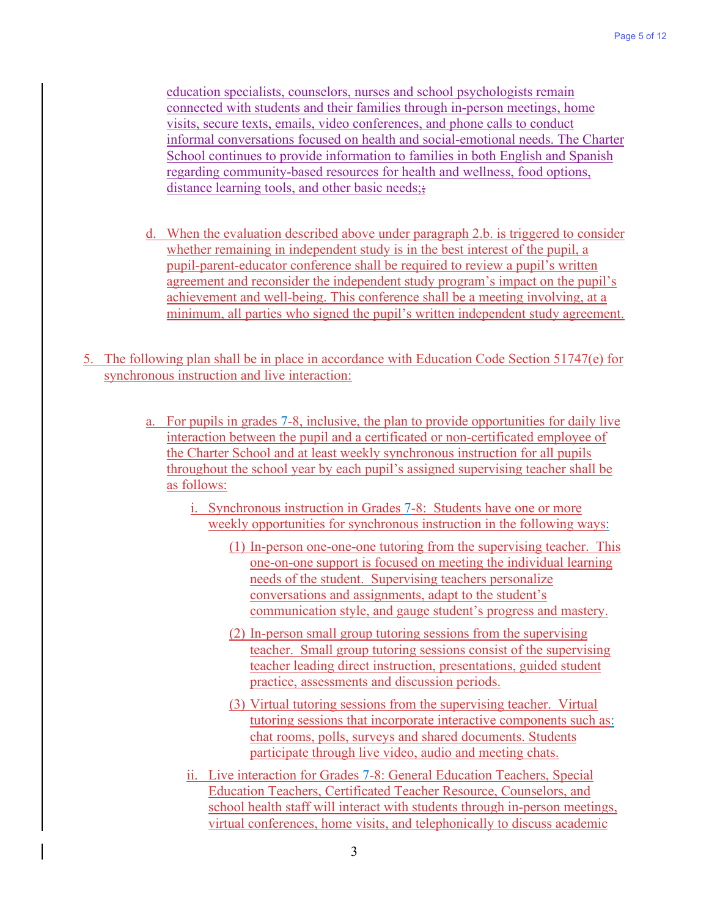education specialists, counselors, nurses and school psychologists remain connected with students and their families through in-person meetings, home visits, secure texts, emails, video conferences, and phone calls to conduct informal conversations focused on health and social-emotional needs. The Charter School continues to provide information to families in both English and Spanish regarding community-based resources for health and wellness, food options, distance learning tools, and other basic needs;;

d. When the evaluation described above under paragraph 2.b. is triggered to consider whether remaining in independent study is in the best interest of the pupil, a pupil-parent-educator conference shall be required to review a pupil's written agreement and reconsider the independent study program's impact on the pupil's achievement and well-being. This conference shall be a meeting involving, at a minimum, all parties who signed the pupil's written independent study agreement.

5. The following plan shall be in place in accordance with Education Code Section 51747(e) for synchronous instruction and live interaction:

   a. For pupils in grades 7-8, inclusive, the plan to provide opportunities for daily live interaction between the pupil and a certificated or non-certificated employee of the Charter School and at least weekly synchronous instruction for all pupils throughout the school year by each pupil's assigned supervising teacher shall be as follows:

      i. Synchronous instruction in Grades 7-8: Students have one or more weekly opportunities for synchronous instruction in the following ways:

         (1) In-person one-one-one tutoring from the supervising teacher. This one-on-one support is focused on meeting the individual learning needs of the student. Supervising teachers personalize conversations and assignments, adapt to the student's communication style, and gauge student's progress and mastery.

         (2) In-person small group tutoring sessions from the supervising teacher. Small group tutoring sessions consist of the supervising teacher leading direct instruction, presentations, guided student practice, assessments and discussion periods.

         (3) Virtual tutoring sessions from the supervising teacher. Virtual tutoring sessions that incorporate interactive components such as: chat rooms, polls, surveys and shared documents. Students participate through live video, audio and meeting chats.

      ii. Live interaction for Grades 7-8: General Education Teachers, Special Education Teachers, Certificated Teacher Resource, Counselors, and school health staff will interact with students through in-person meetings, virtual conferences, home visits, and telephonically to discuss academic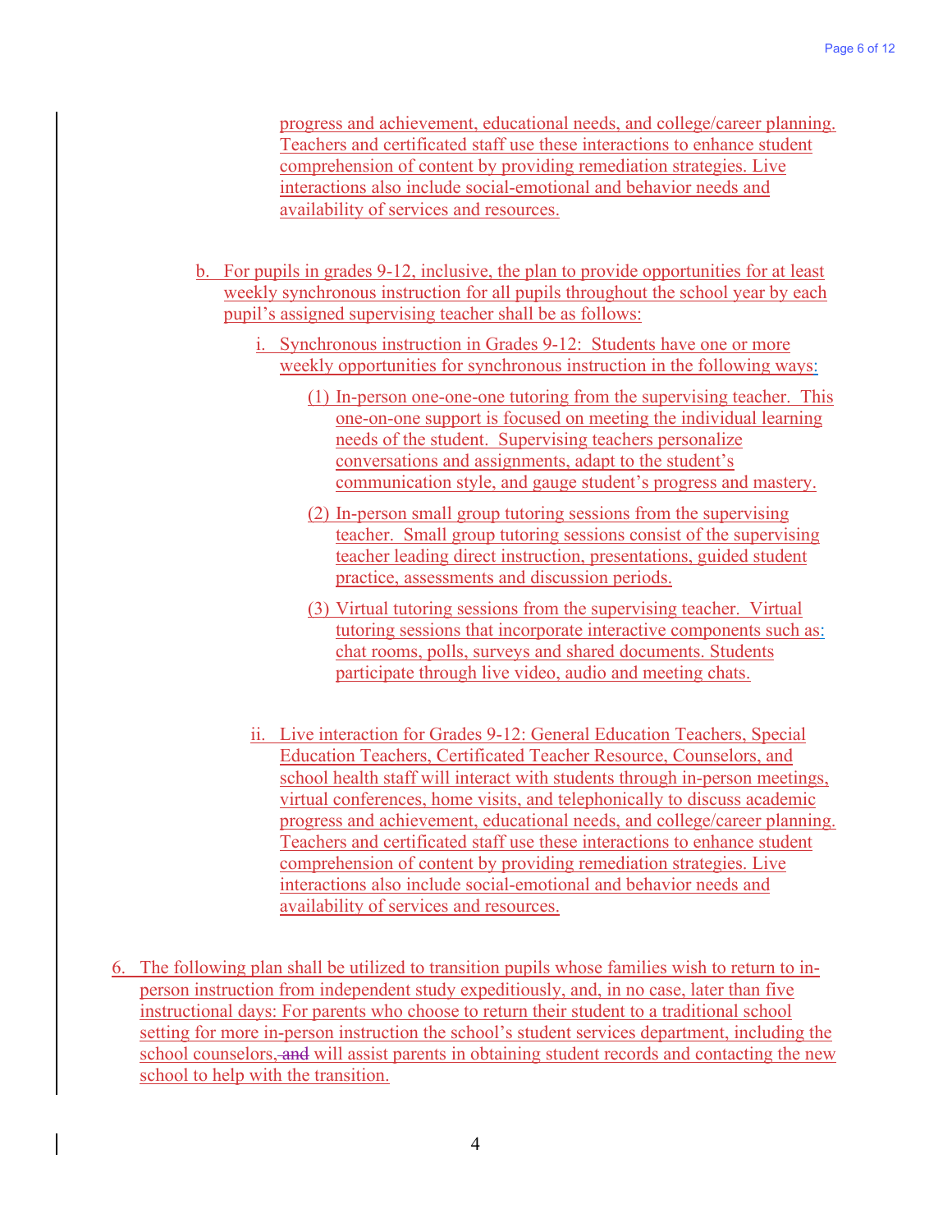progress and achievement, educational needs, and college/career planning. Teachers and certificated staff use these interactions to enhance student comprehension of content by providing remediation strategies. Live interactions also include social-emotional and behavior needs and availability of services and resources.

b. For pupils in grades 9-12, inclusive, the plan to provide opportunities for at least weekly synchronous instruction for all pupils throughout the school year by each pupil's assigned supervising teacher shall be as follows:

   i. Synchronous instruction in Grades 9-12: Students have one or more weekly opportunities for synchronous instruction in the following ways:

      (1) In-person one-one-one tutoring from the supervising teacher. This one-on-one support is focused on meeting the individual learning needs of the student. Supervising teachers personalize conversations and assignments, adapt to the student's communication style, and gauge student's progress and mastery.

      (2) In-person small group tutoring sessions from the supervising teacher. Small group tutoring sessions consist of the supervising teacher leading direct instruction, presentations, guided student practice, assessments and discussion periods.

      (3) Virtual tutoring sessions from the supervising teacher. Virtual tutoring sessions that incorporate interactive components such as: chat rooms, polls, surveys and shared documents. Students participate through live video, audio and meeting chats.

   ii. Live interaction for Grades 9-12: General Education Teachers, Special Education Teachers, Certificated Teacher Resource, Counselors, and school health staff will interact with students through in-person meetings, virtual conferences, home visits, and telephonically to discuss academic progress and achievement, educational needs, and college/career planning. Teachers and certificated staff use these interactions to enhance student comprehension of content by providing remediation strategies. Live interactions also include social-emotional and behavior needs and availability of services and resources.

6. The following plan shall be utilized to transition pupils whose families wish to return to in-person instruction from independent study expeditiously, and, in no case, later than five instructional days: For parents who choose to return their student to a traditional school setting for more in-person instruction the school's student services department, including the school counselors, ~~and~~ will assist parents in obtaining student records and contacting the new school to help with the transition.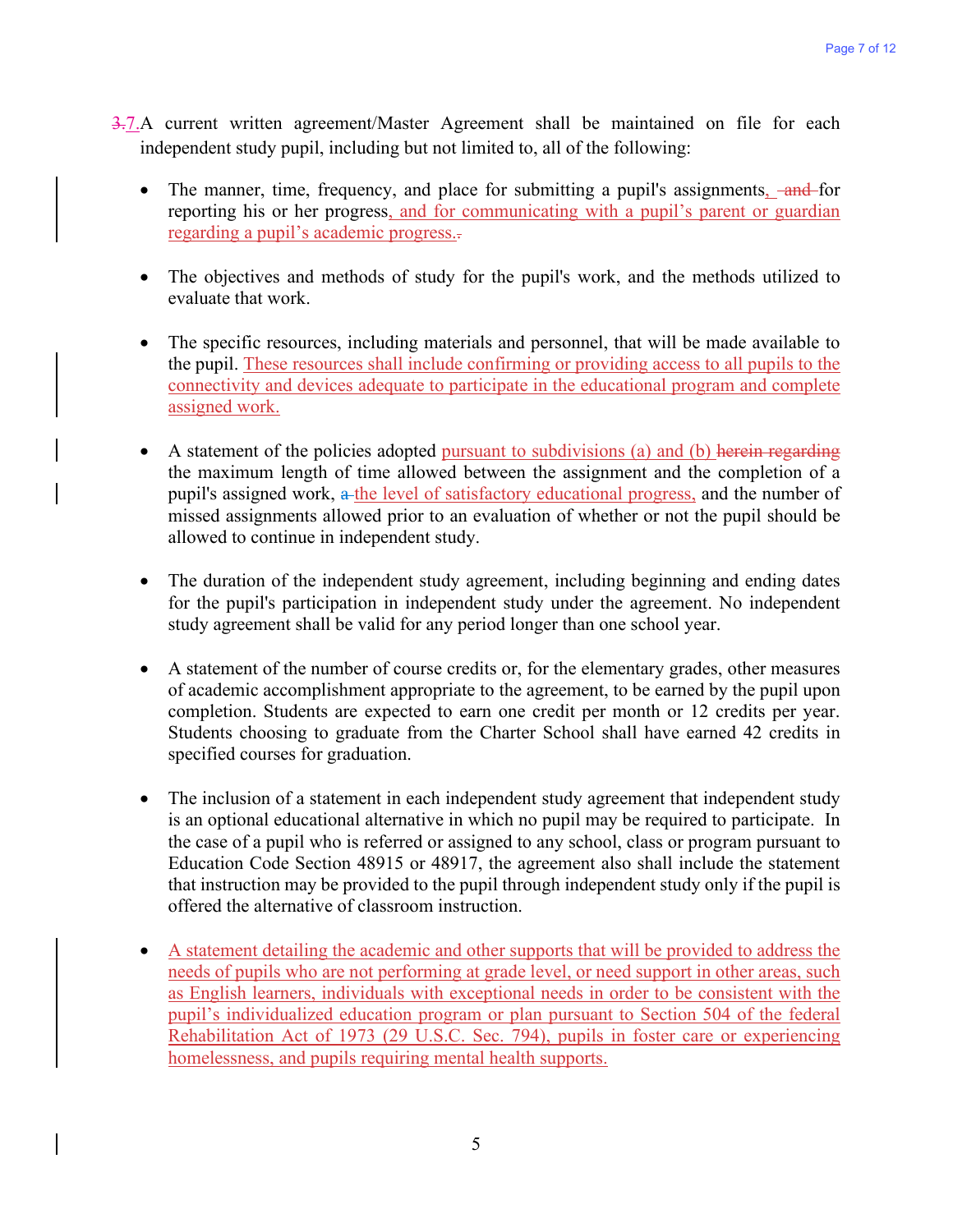3.7. A current written agreement/Master Agreement shall be maintained on file for each independent study pupil, including but not limited to, all of the following:

- The manner, time, frequency, and place for submitting a pupil's assignments, and for reporting his or her progress, and for communicating with a pupil's parent or guardian regarding a pupil's academic progress.

- The objectives and methods of study for the pupil's work, and the methods utilized to evaluate that work.

- The specific resources, including materials and personnel, that will be made available to the pupil. These resources shall include confirming or providing access to all pupils to the connectivity and devices adequate to participate in the educational program and complete assigned work.

- A statement of the policies adopted pursuant to subdivisions (a) and (b) herein regarding the maximum length of time allowed between the assignment and the completion of a pupil's assigned work, the level of satisfactory educational progress, and the number of missed assignments allowed prior to an evaluation of whether or not the pupil should be allowed to continue in independent study.

- The duration of the independent study agreement, including beginning and ending dates for the pupil's participation in independent study under the agreement. No independent study agreement shall be valid for any period longer than one school year.

- A statement of the number of course credits or, for the elementary grades, other measures of academic accomplishment appropriate to the agreement, to be earned by the pupil upon completion. Students are expected to earn one credit per month or 12 credits per year. Students choosing to graduate from the Charter School shall have earned 42 credits in specified courses for graduation.

- The inclusion of a statement in each independent study agreement that independent study is an optional educational alternative in which no pupil may be required to participate. In the case of a pupil who is referred or assigned to any school, class or program pursuant to Education Code Section 48915 or 48917, the agreement also shall include the statement that instruction may be provided to the pupil through independent study only if the pupil is offered the alternative of classroom instruction.

- A statement detailing the academic and other supports that will be provided to address the needs of pupils who are not performing at grade level, or need support in other areas, such as English learners, individuals with exceptional needs in order to be consistent with the pupil's individualized education program or plan pursuant to Section 504 of the federal Rehabilitation Act of 1973 (29 U.S.C. Sec. 794), pupils in foster care or experiencing homelessness, and pupils requiring mental health supports.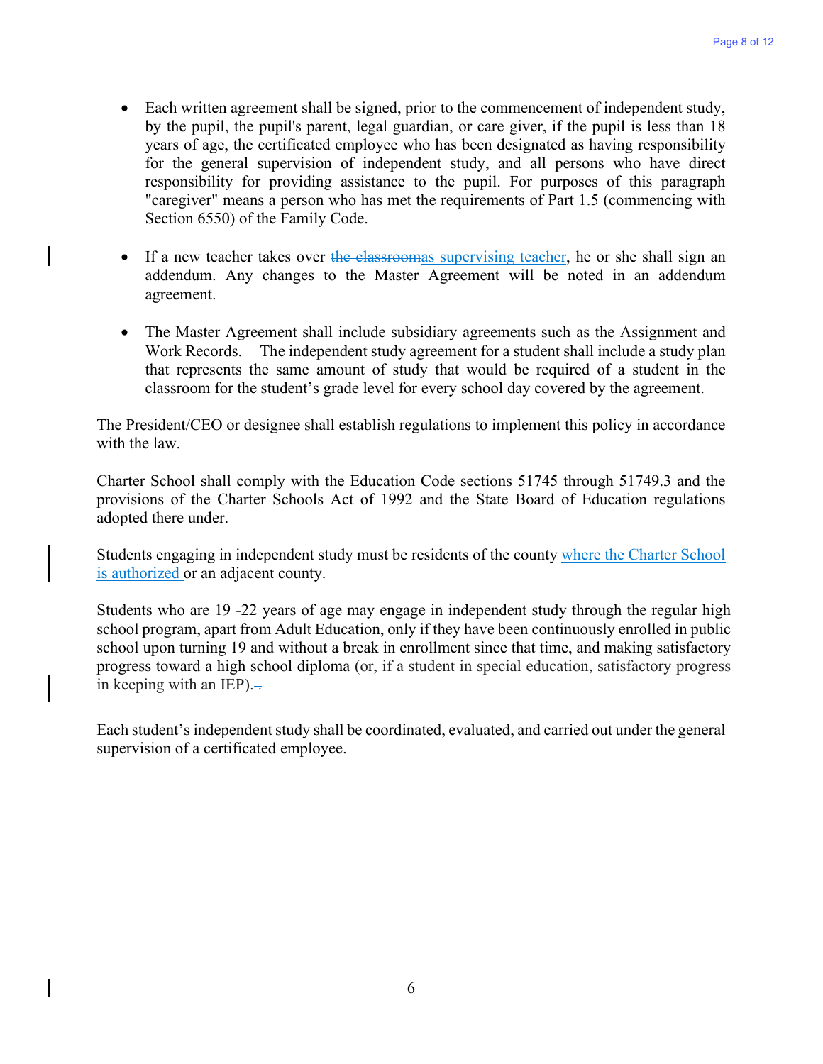- Each written agreement shall be signed, prior to the commencement of independent study, by the pupil, the pupil's parent, legal guardian, or care giver, if the pupil is less than 18 years of age, the certificated employee who has been designated as having responsibility for the general supervision of independent study, and all persons who have direct responsibility for providing assistance to the pupil. For purposes of this paragraph "caregiver" means a person who has met the requirements of Part 1.5 (commencing with Section 6550) of the Family Code.

- If a new teacher takes over ~~the classroom~~as supervising teacher, he or she shall sign an addendum. Any changes to the Master Agreement will be noted in an addendum agreement.

- The Master Agreement shall include subsidiary agreements such as the Assignment and Work Records. The independent study agreement for a student shall include a study plan that represents the same amount of study that would be required of a student in the classroom for the student's grade level for every school day covered by the agreement.

The President/CEO or designee shall establish regulations to implement this policy in accordance with the law.

Charter School shall comply with the Education Code sections 51745 through 51749.3 and the provisions of the Charter Schools Act of 1992 and the State Board of Education regulations adopted there under.

Students engaging in independent study must be residents of the county where the Charter School is authorized or an adjacent county.

Students who are 19 -22 years of age may engage in independent study through the regular high school program, apart from Adult Education, only if they have been continuously enrolled in public school upon turning 19 and without a break in enrollment since that time, and making satisfactory progress toward a high school diploma (or, if a student in special education, satisfactory progress in keeping with an IEP).~~.~~

Each student's independent study shall be coordinated, evaluated, and carried out under the general supervision of a certificated employee.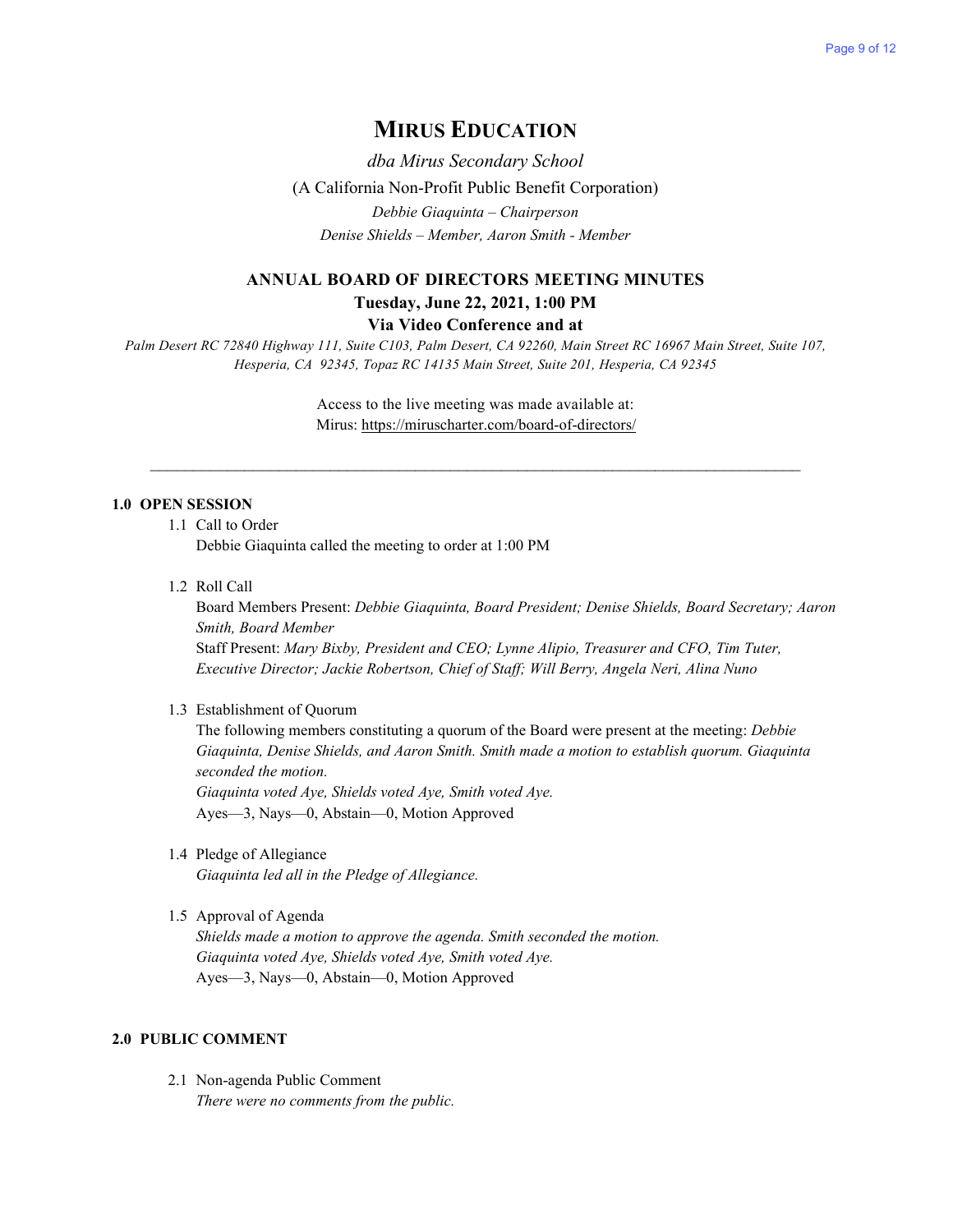# MIRUS EDUCATION

*dba Mirus Secondary School*

(A California Non-Profit Public Benefit Corporation)

*Debbie Giaquinta – Chairperson*

*Denise Shields – Member, Aaron Smith - Member*

## ANNUAL BOARD OF DIRECTORS MEETING MINUTES

**Tuesday, June 22, 2021, 1:00 PM**

**Via Video Conference and at**

*Palm Desert RC 72840 Highway 111, Suite C103, Palm Desert, CA 92260, Main Street RC 16967 Main Street, Suite 107, Hesperia, CA 92345, Topaz RC 14135 Main Street, Suite 201, Hesperia, CA 92345*

Access to the live meeting was made available at:
Mirus: https://miruscharter.com/board-of-directors/

---

**1.0 OPEN SESSION**

1.1 Call to Order
Debbie Giaquinta called the meeting to order at 1:00 PM

1.2 Roll Call
Board Members Present: *Debbie Giaquinta, Board President; Denise Shields, Board Secretary; Aaron Smith, Board Member*
Staff Present: *Mary Bixby, President and CEO; Lynne Alipio, Treasurer and CFO, Tim Tuter, Executive Director; Jackie Robertson, Chief of Staff; Will Berry, Angela Neri, Alina Nuno*

1.3 Establishment of Quorum
The following members constituting a quorum of the Board were present at the meeting: *Debbie Giaquinta, Denise Shields, and Aaron Smith. Smith made a motion to establish quorum. Giaquinta seconded the motion.*
*Giaquinta voted Aye, Shields voted Aye, Smith voted Aye.*
Ayes—3, Nays—0, Abstain—0, Motion Approved

1.4 Pledge of Allegiance
*Giaquinta led all in the Pledge of Allegiance.*

1.5 Approval of Agenda
*Shields made a motion to approve the agenda. Smith seconded the motion.*
*Giaquinta voted Aye, Shields voted Aye, Smith voted Aye.*
Ayes—3, Nays—0, Abstain—0, Motion Approved

**2.0 PUBLIC COMMENT**

2.1 Non-agenda Public Comment
*There were no comments from the public.*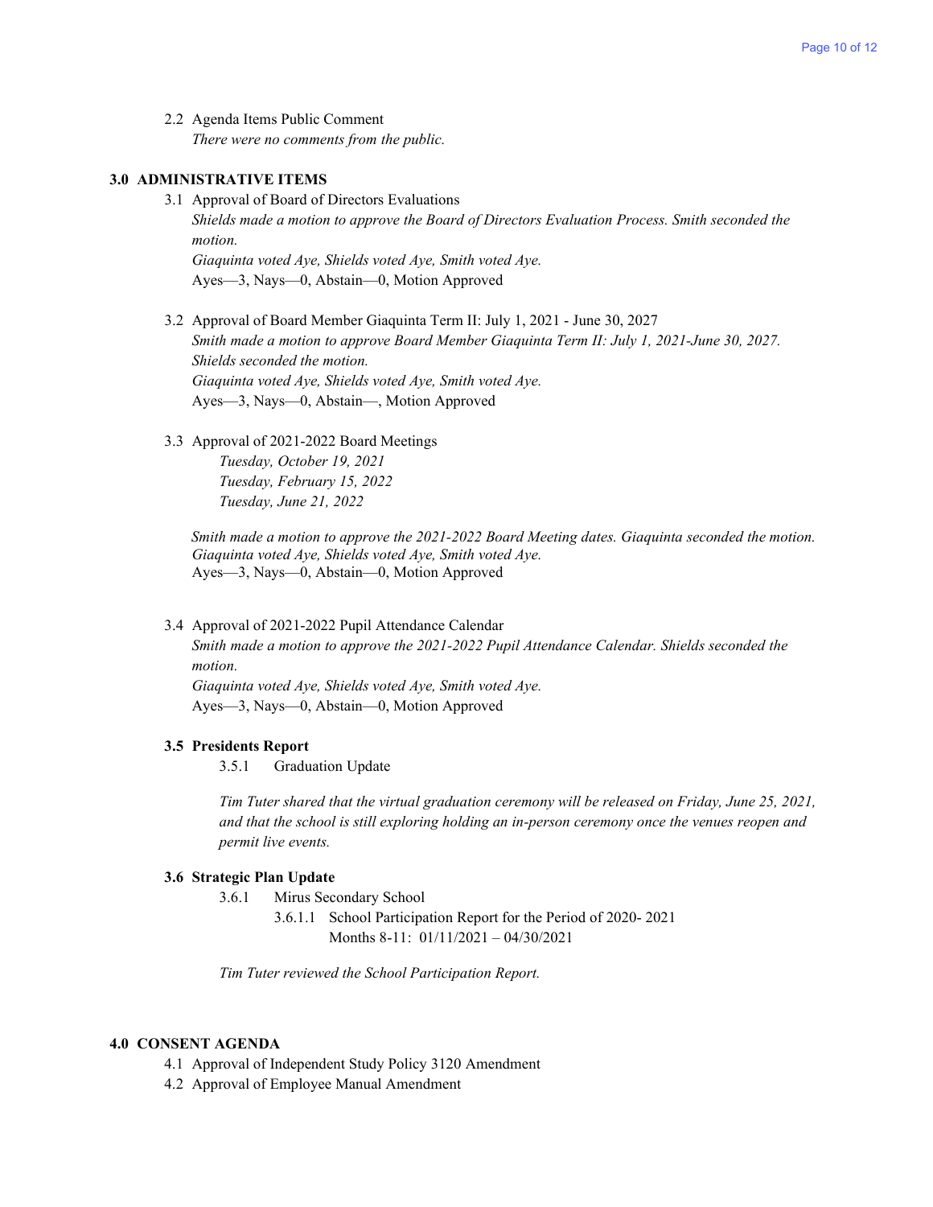2.2 Agenda Items Public Comment

*There were no comments from the public.*

## 3.0 ADMINISTRATIVE ITEMS

3.1 Approval of Board of Directors Evaluations

*Shields made a motion to approve the Board of Directors Evaluation Process. Smith seconded the motion.*

*Giaquinta voted Aye, Shields voted Aye, Smith voted Aye.*

Ayes—3, Nays—0, Abstain—0, Motion Approved

3.2 Approval of Board Member Giaquinta Term II: July 1, 2021 - June 30, 2027

*Smith made a motion to approve Board Member Giaquinta Term II: July 1, 2021-June 30, 2027. Shields seconded the motion.*

*Giaquinta voted Aye, Shields voted Aye, Smith voted Aye.*

Ayes—3, Nays—0, Abstain—, Motion Approved

3.3 Approval of 2021-2022 Board Meetings

*Tuesday, October 19, 2021*
*Tuesday, February 15, 2022*
*Tuesday, June 21, 2022*

*Smith made a motion to approve the 2021-2022 Board Meeting dates. Giaquinta seconded the motion.*
*Giaquinta voted Aye, Shields voted Aye, Smith voted Aye.*
Ayes—3, Nays—0, Abstain—0, Motion Approved

3.4 Approval of 2021-2022 Pupil Attendance Calendar

*Smith made a motion to approve the 2021-2022 Pupil Attendance Calendar. Shields seconded the motion.*

*Giaquinta voted Aye, Shields voted Aye, Smith voted Aye.*

Ayes—3, Nays—0, Abstain—0, Motion Approved

### 3.5 Presidents Report

3.5.1 Graduation Update

*Tim Tuter shared that the virtual graduation ceremony will be released on Friday, June 25, 2021, and that the school is still exploring holding an in-person ceremony once the venues reopen and permit live events.*

### 3.6 Strategic Plan Update

3.6.1 Mirus Secondary School

3.6.1.1 School Participation Report for the Period of 2020- 2021
Months 8-11: 01/11/2021 – 04/30/2021

*Tim Tuter reviewed the School Participation Report.*

## 4.0 CONSENT AGENDA

4.1 Approval of Independent Study Policy 3120 Amendment

4.2 Approval of Employee Manual Amendment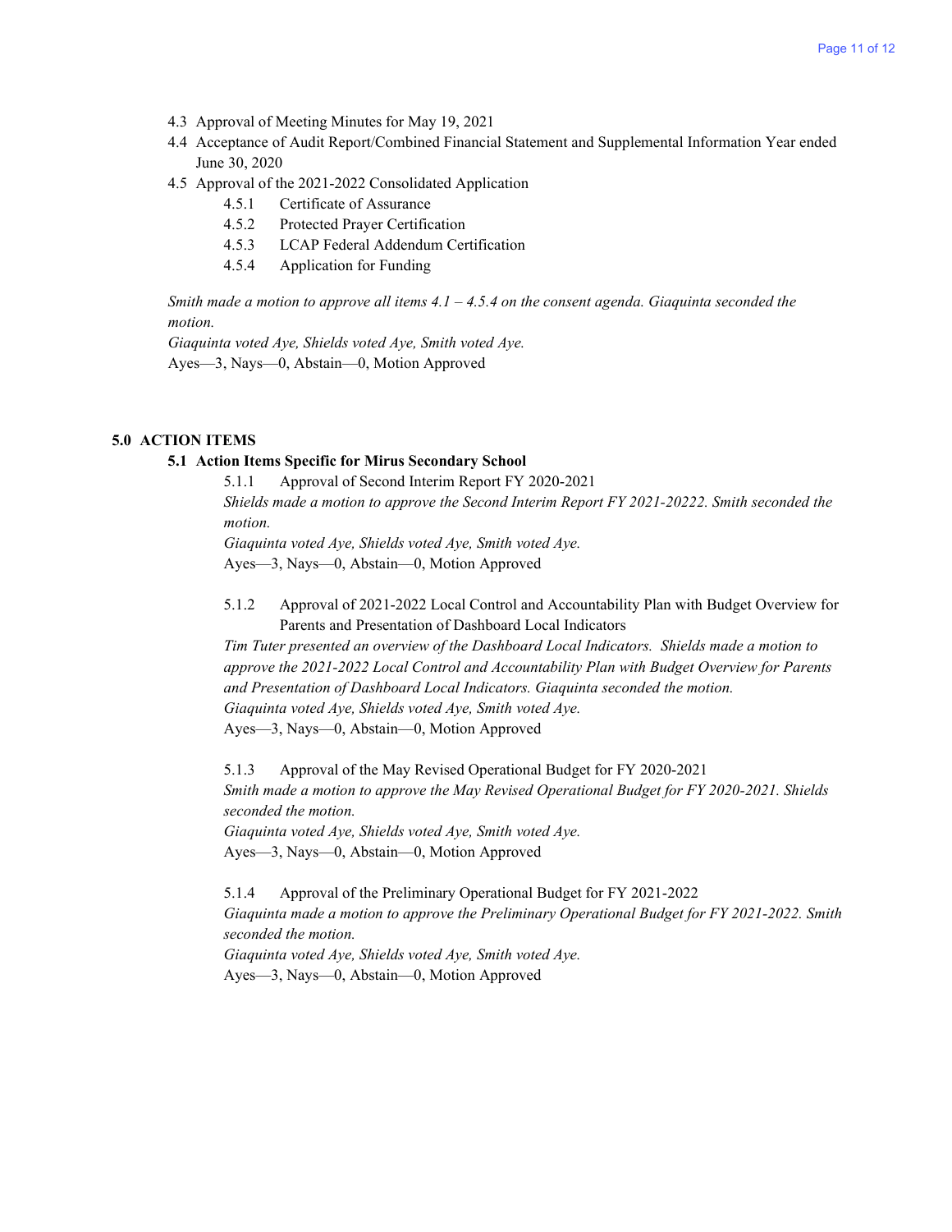4.3 Approval of Meeting Minutes for May 19, 2021

4.4 Acceptance of Audit Report/Combined Financial Statement and Supplemental Information Year ended June 30, 2020

4.5 Approval of the 2021-2022 Consolidated Application

- 4.5.1 Certificate of Assurance
- 4.5.2 Protected Prayer Certification
- 4.5.3 LCAP Federal Addendum Certification
- 4.5.4 Application for Funding

*Smith made a motion to approve all items 4.1 – 4.5.4 on the consent agenda. Giaquinta seconded the motion.*

*Giaquinta voted Aye, Shields voted Aye, Smith voted Aye.*

Ayes—3, Nays—0, Abstain—0, Motion Approved

## 5.0 ACTION ITEMS

### 5.1 Action Items Specific for Mirus Secondary School

5.1.1 Approval of Second Interim Report FY 2020-2021

*Shields made a motion to approve the Second Interim Report FY 2021-20222. Smith seconded the motion.*

*Giaquinta voted Aye, Shields voted Aye, Smith voted Aye.*

Ayes—3, Nays—0, Abstain—0, Motion Approved

5.1.2 Approval of 2021-2022 Local Control and Accountability Plan with Budget Overview for Parents and Presentation of Dashboard Local Indicators

*Tim Tuter presented an overview of the Dashboard Local Indicators. Shields made a motion to approve the 2021-2022 Local Control and Accountability Plan with Budget Overview for Parents and Presentation of Dashboard Local Indicators. Giaquinta seconded the motion.*

*Giaquinta voted Aye, Shields voted Aye, Smith voted Aye.*

Ayes—3, Nays—0, Abstain—0, Motion Approved

5.1.3 Approval of the May Revised Operational Budget for FY 2020-2021

*Smith made a motion to approve the May Revised Operational Budget for FY 2020-2021. Shields seconded the motion.*

*Giaquinta voted Aye, Shields voted Aye, Smith voted Aye.*

Ayes—3, Nays—0, Abstain—0, Motion Approved

5.1.4 Approval of the Preliminary Operational Budget for FY 2021-2022

*Giaquinta made a motion to approve the Preliminary Operational Budget for FY 2021-2022. Smith seconded the motion.*

*Giaquinta voted Aye, Shields voted Aye, Smith voted Aye.*

Ayes—3, Nays—0, Abstain—0, Motion Approved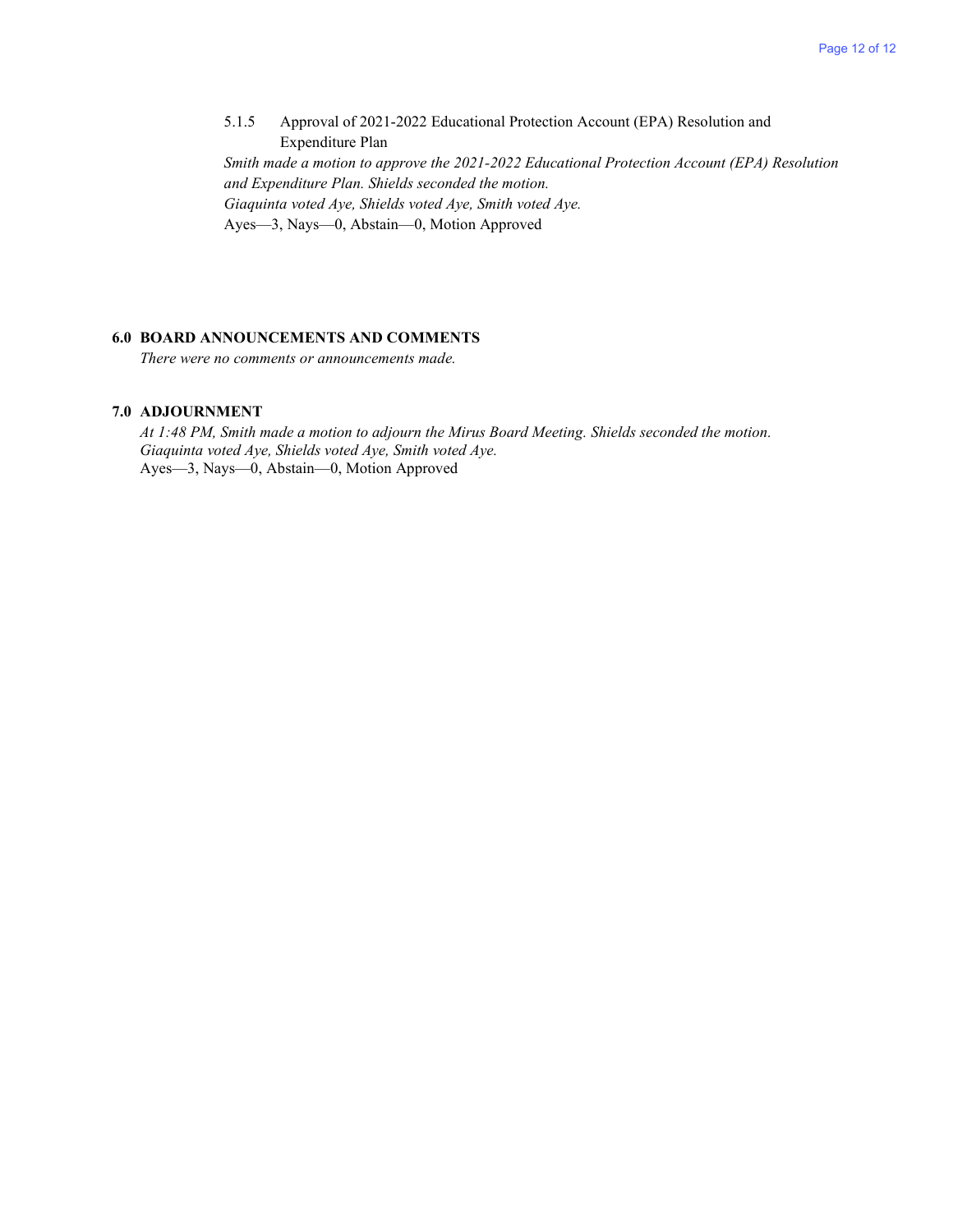5.1.5 Approval of 2021-2022 Educational Protection Account (EPA) Resolution and Expenditure Plan

*Smith made a motion to approve the 2021-2022 Educational Protection Account (EPA) Resolution and Expenditure Plan. Shields seconded the motion.*
*Giaquinta voted Aye, Shields voted Aye, Smith voted Aye.*
Ayes—3, Nays—0, Abstain—0, Motion Approved

## 6.0 BOARD ANNOUNCEMENTS AND COMMENTS

*There were no comments or announcements made.*

## 7.0 ADJOURNMENT

*At 1:48 PM, Smith made a motion to adjourn the Mirus Board Meeting. Shields seconded the motion.*
*Giaquinta voted Aye, Shields voted Aye, Smith voted Aye.*
Ayes—3, Nays—0, Abstain—0, Motion Approved